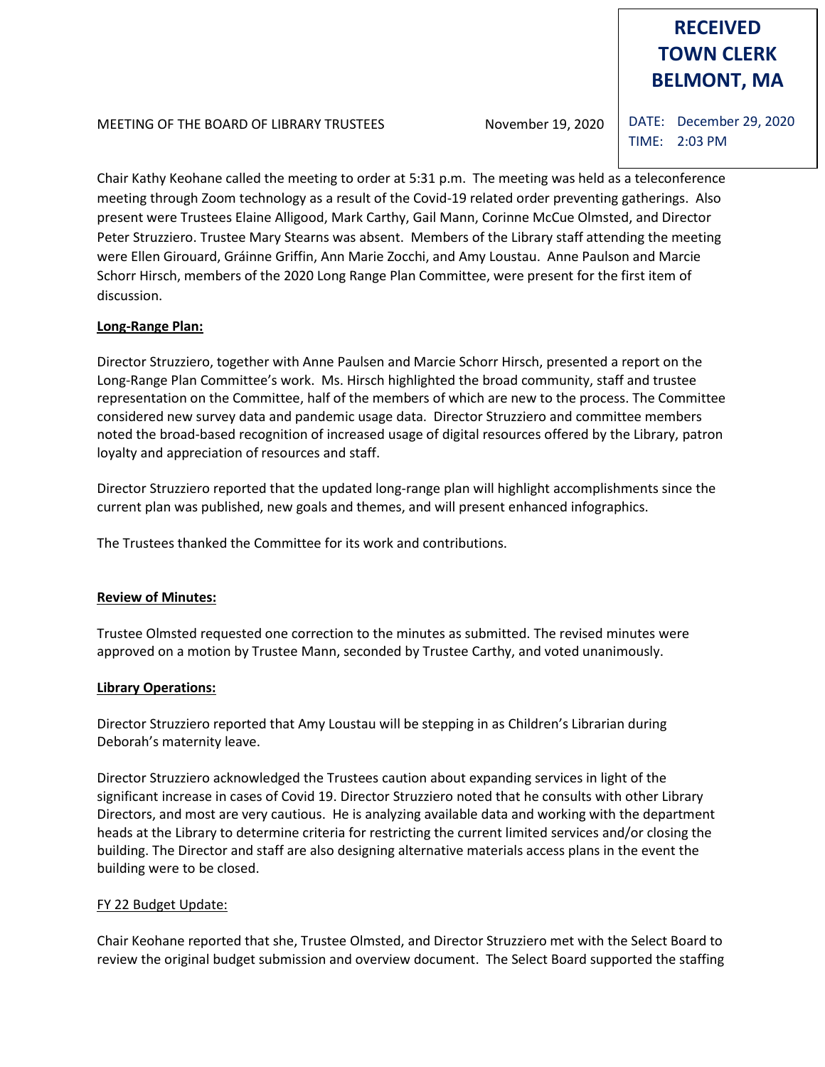**RECEIVED TOWN CLERK BELMONT, MA**

DATE: December 29, 2020
TIME: 2:03 PM

MEETING OF THE BOARD OF LIBRARY TRUSTEES November 19, 2020

Chair Kathy Keohane called the meeting to order at 5:31 p.m. The meeting was held as a teleconference meeting through Zoom technology as a result of the Covid-19 related order preventing gatherings. Also present were Trustees Elaine Alligood, Mark Carthy, Gail Mann, Corinne McCue Olmsted, and Director Peter Struzziero. Trustee Mary Stearns was absent. Members of the Library staff attending the meeting were Ellen Girouard, Gráinne Griffin, Ann Marie Zocchi, and Amy Loustau. Anne Paulson and Marcie Schorr Hirsch, members of the 2020 Long Range Plan Committee, were present for the first item of discussion.

**Long-Range Plan:**

Director Struzziero, together with Anne Paulsen and Marcie Schorr Hirsch, presented a report on the Long-Range Plan Committee's work. Ms. Hirsch highlighted the broad community, staff and trustee representation on the Committee, half of the members of which are new to the process. The Committee considered new survey data and pandemic usage data. Director Struzziero and committee members noted the broad-based recognition of increased usage of digital resources offered by the Library, patron loyalty and appreciation of resources and staff.

Director Struzziero reported that the updated long-range plan will highlight accomplishments since the current plan was published, new goals and themes, and will present enhanced infographics.

The Trustees thanked the Committee for its work and contributions.

**Review of Minutes:**

Trustee Olmsted requested one correction to the minutes as submitted. The revised minutes were approved on a motion by Trustee Mann, seconded by Trustee Carthy, and voted unanimously.

**Library Operations:**

Director Struzziero reported that Amy Loustau will be stepping in as Children's Librarian during Deborah's maternity leave.

Director Struzziero acknowledged the Trustees caution about expanding services in light of the significant increase in cases of Covid 19. Director Struzziero noted that he consults with other Library Directors, and most are very cautious. He is analyzing available data and working with the department heads at the Library to determine criteria for restricting the current limited services and/or closing the building. The Director and staff are also designing alternative materials access plans in the event the building were to be closed.

FY 22 Budget Update:

Chair Keohane reported that she, Trustee Olmsted, and Director Struzziero met with the Select Board to review the original budget submission and overview document. The Select Board supported the staffing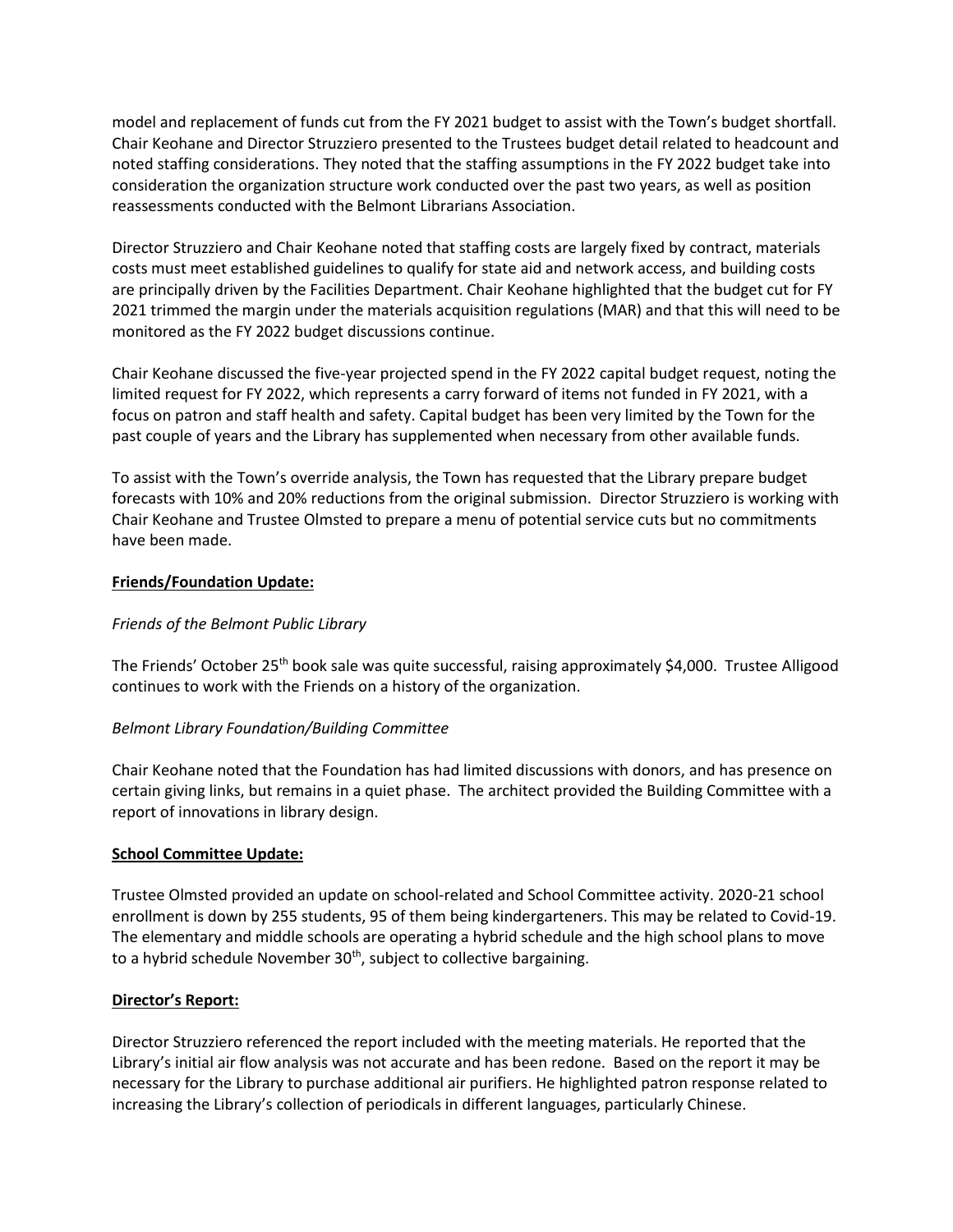model and replacement of funds cut from the FY 2021 budget to assist with the Town's budget shortfall. Chair Keohane and Director Struzziero presented to the Trustees budget detail related to headcount and noted staffing considerations. They noted that the staffing assumptions in the FY 2022 budget take into consideration the organization structure work conducted over the past two years, as well as position reassessments conducted with the Belmont Librarians Association.

Director Struzziero and Chair Keohane noted that staffing costs are largely fixed by contract, materials costs must meet established guidelines to qualify for state aid and network access, and building costs are principally driven by the Facilities Department. Chair Keohane highlighted that the budget cut for FY 2021 trimmed the margin under the materials acquisition regulations (MAR) and that this will need to be monitored as the FY 2022 budget discussions continue.

Chair Keohane discussed the five-year projected spend in the FY 2022 capital budget request, noting the limited request for FY 2022, which represents a carry forward of items not funded in FY 2021, with a focus on patron and staff health and safety. Capital budget has been very limited by the Town for the past couple of years and the Library has supplemented when necessary from other available funds.

To assist with the Town's override analysis, the Town has requested that the Library prepare budget forecasts with 10% and 20% reductions from the original submission. Director Struzziero is working with Chair Keohane and Trustee Olmsted to prepare a menu of potential service cuts but no commitments have been made.

**Friends/Foundation Update:**

*Friends of the Belmont Public Library*

The Friends' October 25th book sale was quite successful, raising approximately $4,000. Trustee Alligood continues to work with the Friends on a history of the organization.

*Belmont Library Foundation/Building Committee*

Chair Keohane noted that the Foundation has had limited discussions with donors, and has presence on certain giving links, but remains in a quiet phase. The architect provided the Building Committee with a report of innovations in library design.

**School Committee Update:**

Trustee Olmsted provided an update on school-related and School Committee activity. 2020-21 school enrollment is down by 255 students, 95 of them being kindergarteners. This may be related to Covid-19. The elementary and middle schools are operating a hybrid schedule and the high school plans to move to a hybrid schedule November 30th, subject to collective bargaining.

**Director's Report:**

Director Struzziero referenced the report included with the meeting materials. He reported that the Library's initial air flow analysis was not accurate and has been redone. Based on the report it may be necessary for the Library to purchase additional air purifiers. He highlighted patron response related to increasing the Library's collection of periodicals in different languages, particularly Chinese.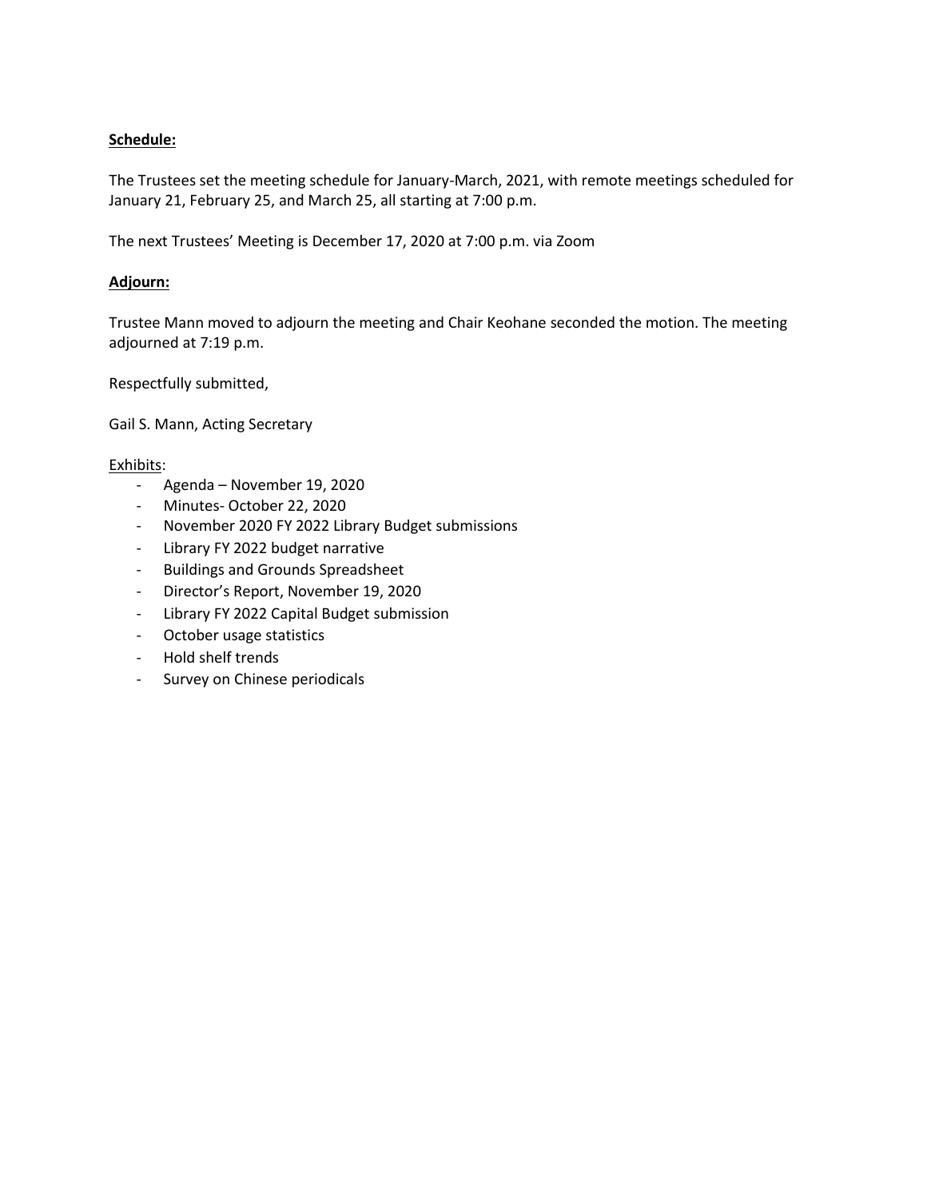**Schedule:**

The Trustees set the meeting schedule for January-March, 2021, with remote meetings scheduled for January 21, February 25, and March 25, all starting at 7:00 p.m.

The next Trustees' Meeting is December 17, 2020 at 7:00 p.m. via Zoom

**Adjourn:**

Trustee Mann moved to adjourn the meeting and Chair Keohane seconded the motion. The meeting adjourned at 7:19 p.m.

Respectfully submitted,

Gail S. Mann, Acting Secretary

Exhibits:

- Agenda – November 19, 2020
- Minutes- October 22, 2020
- November 2020 FY 2022 Library Budget submissions
- Library FY 2022 budget narrative
- Buildings and Grounds Spreadsheet
- Director's Report, November 19, 2020
- Library FY 2022 Capital Budget submission
- October usage statistics
- Hold shelf trends
- Survey on Chinese periodicals